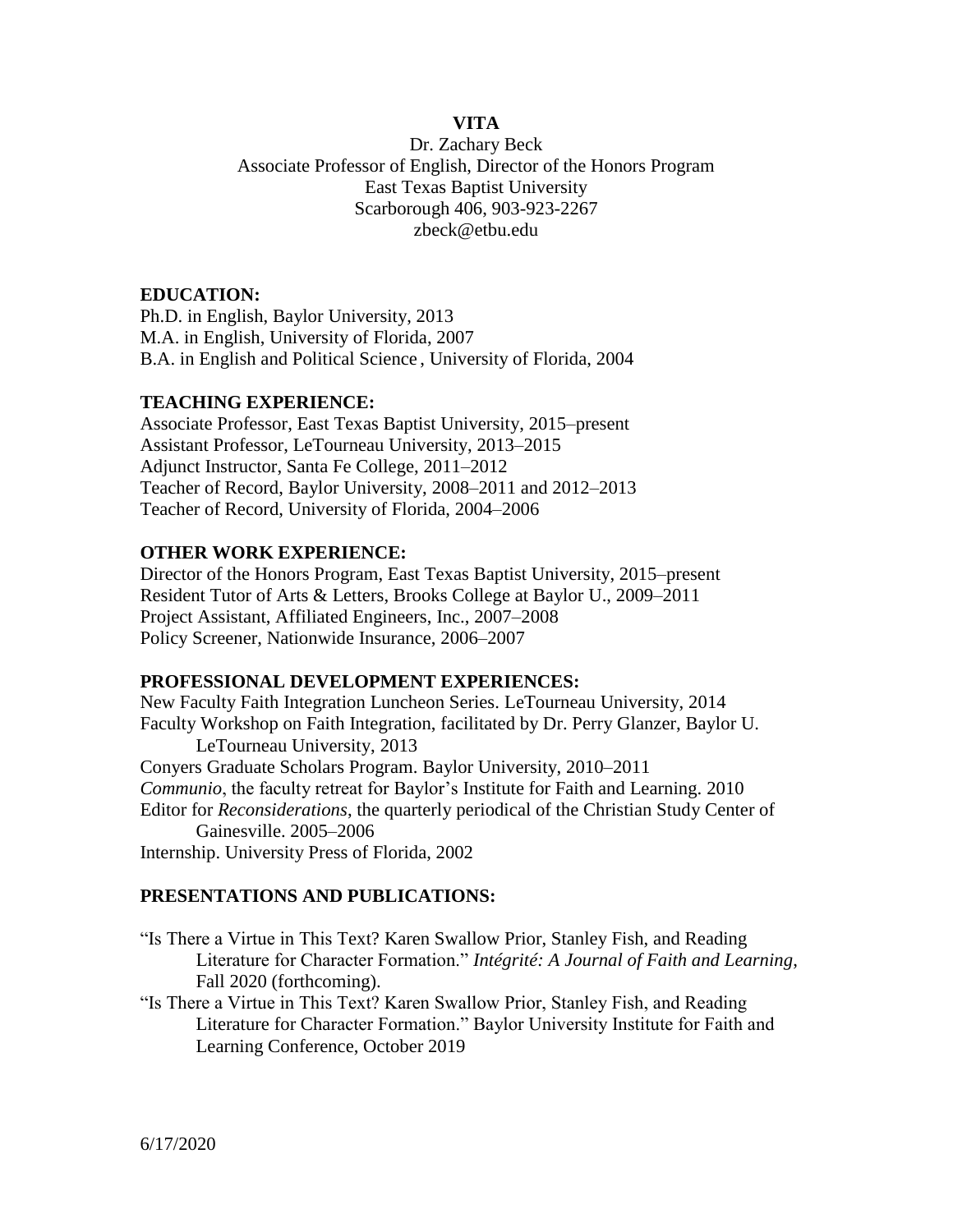# VITA

Dr. Zachary Beck
Associate Professor of English, Director of the Honors Program
East Texas Baptist University
Scarborough 406, 903-923-2267
zbeck@etbu.edu

## EDUCATION:

Ph.D. in English, Baylor University, 2013
M.A. in English, University of Florida, 2007
B.A. in English and Political Science, University of Florida, 2004

## TEACHING EXPERIENCE:

Associate Professor, East Texas Baptist University, 2015–present
Assistant Professor, LeTourneau University, 2013–2015
Adjunct Instructor, Santa Fe College, 2011–2012
Teacher of Record, Baylor University, 2008–2011 and 2012–2013
Teacher of Record, University of Florida, 2004–2006

## OTHER WORK EXPERIENCE:

Director of the Honors Program, East Texas Baptist University, 2015–present
Resident Tutor of Arts & Letters, Brooks College at Baylor U., 2009–2011
Project Assistant, Affiliated Engineers, Inc., 2007–2008
Policy Screener, Nationwide Insurance, 2006–2007

## PROFESSIONAL DEVELOPMENT EXPERIENCES:

New Faculty Faith Integration Luncheon Series. LeTourneau University, 2014
Faculty Workshop on Faith Integration, facilitated by Dr. Perry Glanzer, Baylor U. LeTourneau University, 2013
Conyers Graduate Scholars Program. Baylor University, 2010–2011
*Communio*, the faculty retreat for Baylor's Institute for Faith and Learning. 2010
Editor for *Reconsiderations*, the quarterly periodical of the Christian Study Center of Gainesville. 2005–2006
Internship. University Press of Florida, 2002

## PRESENTATIONS AND PUBLICATIONS:

"Is There a Virtue in This Text? Karen Swallow Prior, Stanley Fish, and Reading Literature for Character Formation." *Intégrité: A Journal of Faith and Learning*, Fall 2020 (forthcoming).

"Is There a Virtue in This Text? Karen Swallow Prior, Stanley Fish, and Reading Literature for Character Formation." Baylor University Institute for Faith and Learning Conference, October 2019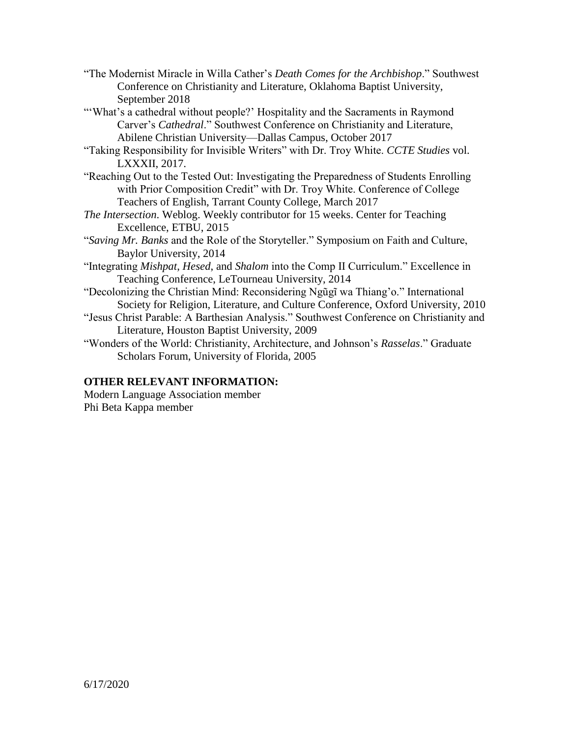"The Modernist Miracle in Willa Cather's *Death Comes for the Archbishop*." Southwest Conference on Christianity and Literature, Oklahoma Baptist University, September 2018

"'What's a cathedral without people?' Hospitality and the Sacraments in Raymond Carver's *Cathedral*." Southwest Conference on Christianity and Literature, Abilene Christian University—Dallas Campus, October 2017

"Taking Responsibility for Invisible Writers" with Dr. Troy White. *CCTE Studies* vol. LXXXII, 2017.

"Reaching Out to the Tested Out: Investigating the Preparedness of Students Enrolling with Prior Composition Credit" with Dr. Troy White. Conference of College Teachers of English, Tarrant County College, March 2017

*The Intersection*. Weblog. Weekly contributor for 15 weeks. Center for Teaching Excellence, ETBU, 2015

"*Saving Mr. Banks* and the Role of the Storyteller." Symposium on Faith and Culture, Baylor University, 2014

"Integrating *Mishpat*, *Hesed*, and *Shalom* into the Comp II Curriculum." Excellence in Teaching Conference, LeTourneau University, 2014

"Decolonizing the Christian Mind: Reconsidering Ngũgĩ wa Thiang'o." International Society for Religion, Literature, and Culture Conference, Oxford University, 2010

"Jesus Christ Parable: A Barthesian Analysis." Southwest Conference on Christianity and Literature, Houston Baptist University, 2009

"Wonders of the World: Christianity, Architecture, and Johnson's *Rasselas*." Graduate Scholars Forum, University of Florida, 2005

**OTHER RELEVANT INFORMATION:**

Modern Language Association member
Phi Beta Kappa member

6/17/2020